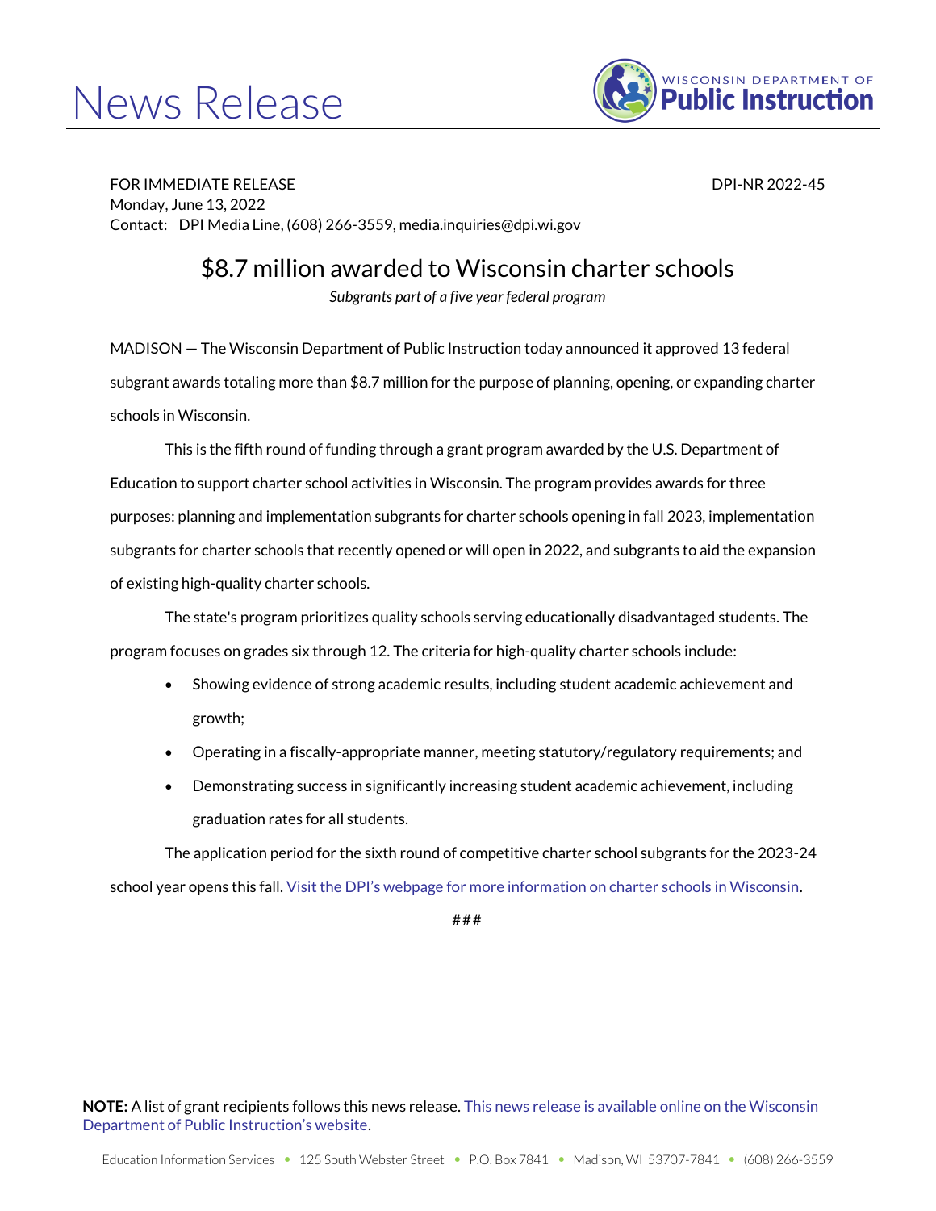# News Release

WISCONSIN DEPARTMENT OF **Public Instruction**

FOR IMMEDIATE RELEASE DPI-NR 2022-45
Monday, June 13, 2022
Contact: DPI Media Line, (608) 266-3559, media.inquiries@dpi.wi.gov

## $8.7 million awarded to Wisconsin charter schools

*Subgrants part of a five year federal program*

MADISON — The Wisconsin Department of Public Instruction today announced it approved 13 federal subgrant awards totaling more than $8.7 million for the purpose of planning, opening, or expanding charter schools in Wisconsin.

This is the fifth round of funding through a grant program awarded by the U.S. Department of Education to support charter school activities in Wisconsin. The program provides awards for three purposes: planning and implementation subgrants for charter schools opening in fall 2023, implementation subgrants for charter schools that recently opened or will open in 2022, and subgrants to aid the expansion of existing high-quality charter schools.

The state's program prioritizes quality schools serving educationally disadvantaged students. The program focuses on grades six through 12. The criteria for high-quality charter schools include:

- Showing evidence of strong academic results, including student academic achievement and growth;
- Operating in a fiscally-appropriate manner, meeting statutory/regulatory requirements; and
- Demonstrating success in significantly increasing student academic achievement, including graduation rates for all students.

The application period for the sixth round of competitive charter school subgrants for the 2023-24 school year opens this fall. Visit the DPI's webpage for more information on charter schools in Wisconsin.

###

**NOTE:** A list of grant recipients follows this news release. This news release is available online on the Wisconsin Department of Public Instruction's website.

Education Information Services • 125 South Webster Street • P.O. Box 7841 • Madison, WI 53707-7841 • (608) 266-3559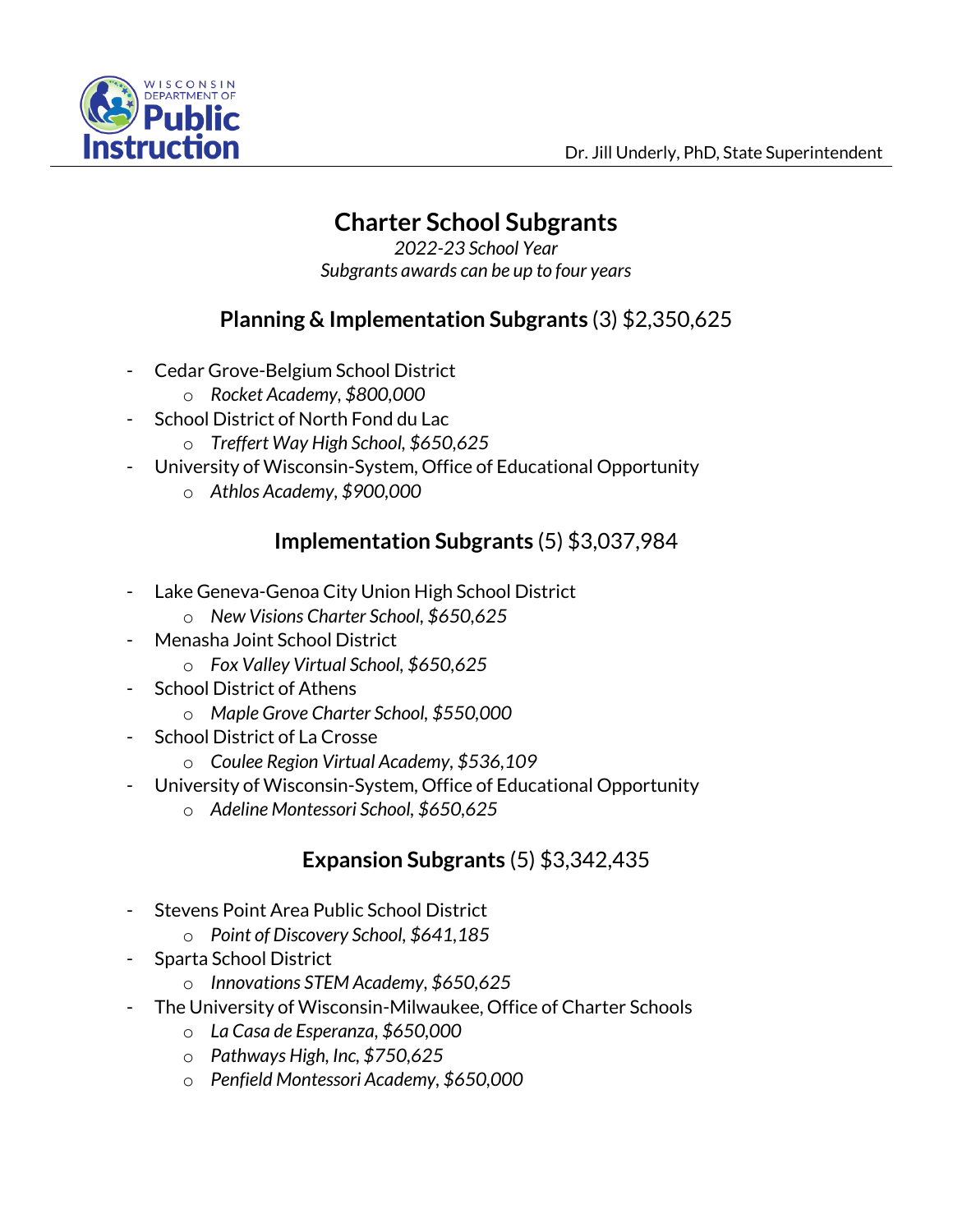Dr. Jill Underly, PhD, State Superintendent

# Charter School Subgrants

*2022-23 School Year*
*Subgrants awards can be up to four years*

## **Planning & Implementation Subgrants** (3) $2,350,625

- Cedar Grove-Belgium School District
  - *Rocket Academy, $800,000*
- School District of North Fond du Lac
  - *Treffert Way High School, $650,625*
- University of Wisconsin-System, Office of Educational Opportunity
  - *Athlos Academy, $900,000*

## **Implementation Subgrants** (5) $3,037,984

- Lake Geneva-Genoa City Union High School District
  - *New Visions Charter School, $650,625*
- Menasha Joint School District
  - *Fox Valley Virtual School, $650,625*
- School District of Athens
  - *Maple Grove Charter School, $550,000*
- School District of La Crosse
  - *Coulee Region Virtual Academy, $536,109*
- University of Wisconsin-System, Office of Educational Opportunity
  - *Adeline Montessori School, $650,625*

## **Expansion Subgrants** (5) $3,342,435

- Stevens Point Area Public School District
  - *Point of Discovery School, $641,185*
- Sparta School District
  - *Innovations STEM Academy, $650,625*
- The University of Wisconsin-Milwaukee, Office of Charter Schools
  - *La Casa de Esperanza, $650,000*
  - *Pathways High, Inc, $750,625*
  - *Penfield Montessori Academy, $650,000*